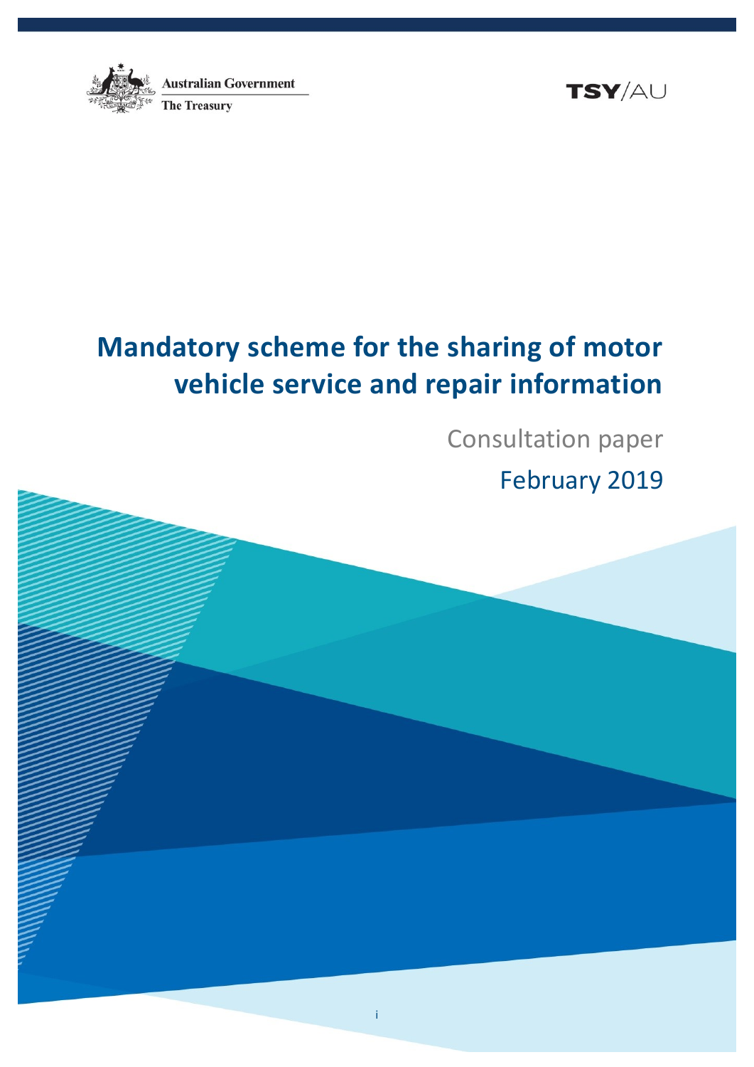Australian Government

The Treasury

TSY/AU

# Mandatory scheme for the sharing of motor vehicle service and repair information

Consultation paper

February 2019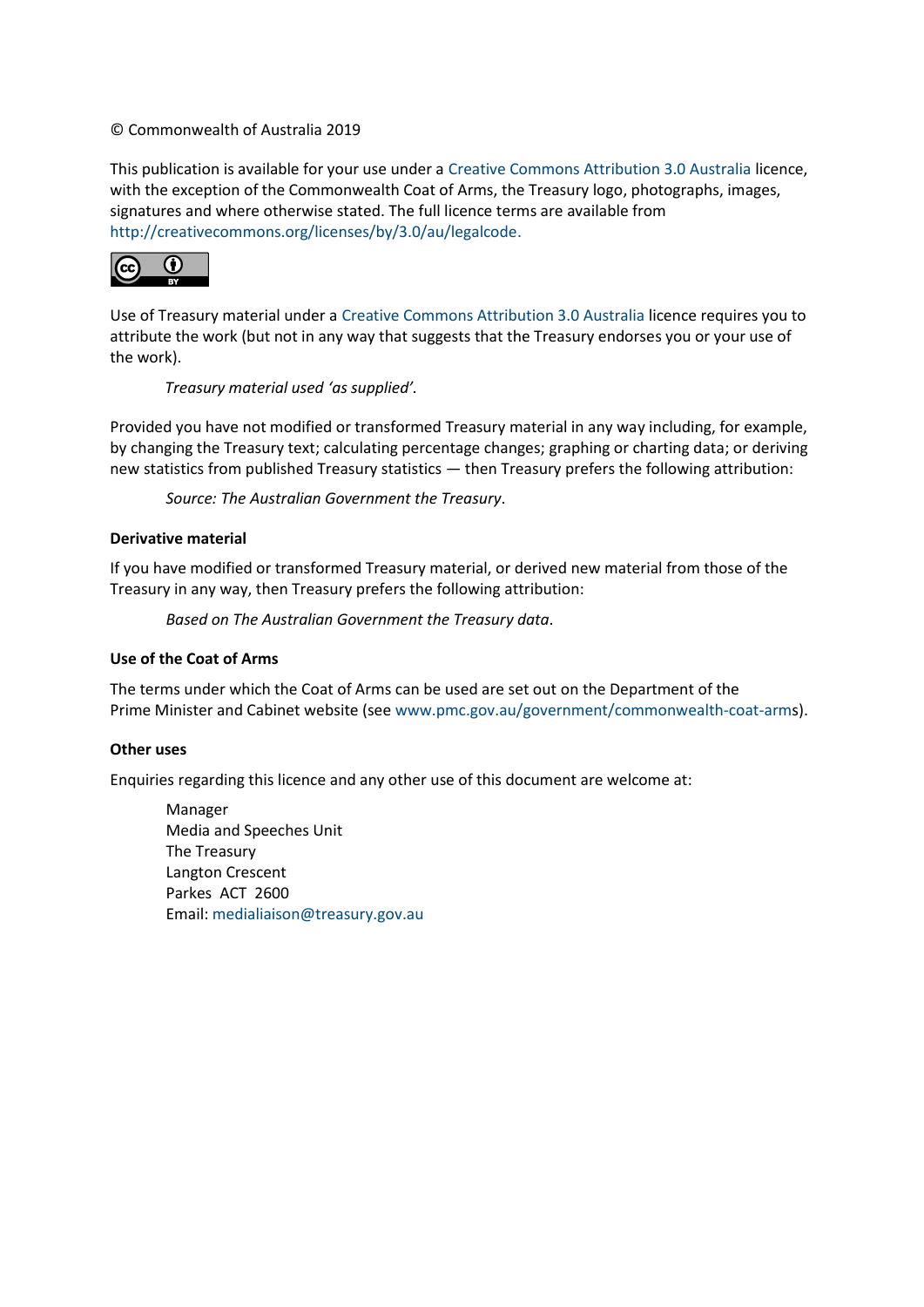© Commonwealth of Australia 2019

This publication is available for your use under a Creative Commons Attribution 3.0 Australia licence, with the exception of the Commonwealth Coat of Arms, the Treasury logo, photographs, images, signatures and where otherwise stated. The full licence terms are available from http://creativecommons.org/licenses/by/3.0/au/legalcode.

Use of Treasury material under a Creative Commons Attribution 3.0 Australia licence requires you to attribute the work (but not in any way that suggests that the Treasury endorses you or your use of the work).

*Treasury material used 'as supplied'.*

Provided you have not modified or transformed Treasury material in any way including, for example, by changing the Treasury text; calculating percentage changes; graphing or charting data; or deriving new statistics from published Treasury statistics — then Treasury prefers the following attribution:

*Source: The Australian Government the Treasury*.

**Derivative material**

If you have modified or transformed Treasury material, or derived new material from those of the Treasury in any way, then Treasury prefers the following attribution:

*Based on The Australian Government the Treasury data*.

**Use of the Coat of Arms**

The terms under which the Coat of Arms can be used are set out on the Department of the Prime Minister and Cabinet website (see www.pmc.gov.au/government/commonwealth-coat-arms).

**Other uses**

Enquiries regarding this licence and any other use of this document are welcome at:

Manager  
Media and Speeches Unit  
The Treasury  
Langton Crescent  
Parkes ACT 2600  
Email: medialiaison@treasury.gov.au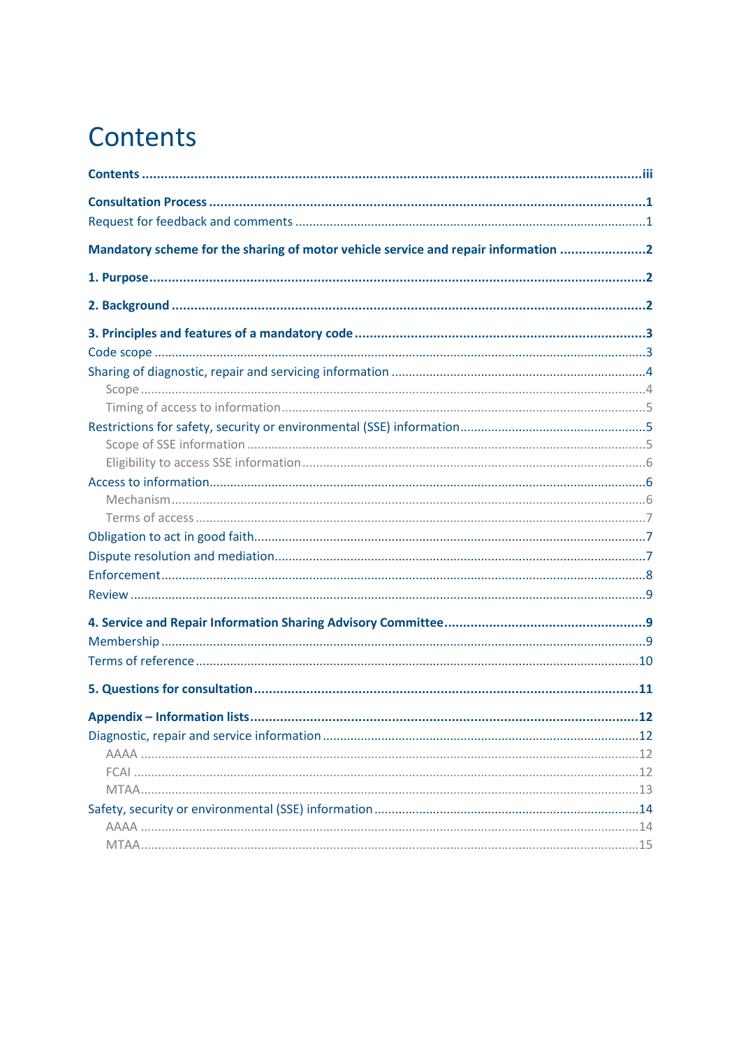# Contents

Contents ....... iii

Consultation Process ....... 1

- Request for feedback and comments ....... 1

Mandatory scheme for the sharing of motor vehicle service and repair information ....... 2

1. Purpose ....... 2

2. Background ....... 2

3. Principles and features of a mandatory code ....... 3

- Code scope ....... 3
- Sharing of diagnostic, repair and servicing information ....... 4
  - Scope ....... 4
  - Timing of access to information ....... 5
- Restrictions for safety, security or environmental (SSE) information ....... 5
  - Scope of SSE information ....... 5
  - Eligibility to access SSE information ....... 6
- Access to information ....... 6
  - Mechanism ....... 6
  - Terms of access ....... 7
- Obligation to act in good faith ....... 7
- Dispute resolution and mediation ....... 7
- Enforcement ....... 8
- Review ....... 9

4. Service and Repair Information Sharing Advisory Committee ....... 9

- Membership ....... 9
- Terms of reference ....... 10

5. Questions for consultation ....... 11

Appendix – Information lists ....... 12

- Diagnostic, repair and service information ....... 12
  - AAAA ....... 12
  - FCAI ....... 12
  - MTAA ....... 13
- Safety, security or environmental (SSE) information ....... 14
  - AAAA ....... 14
  - MTAA ....... 15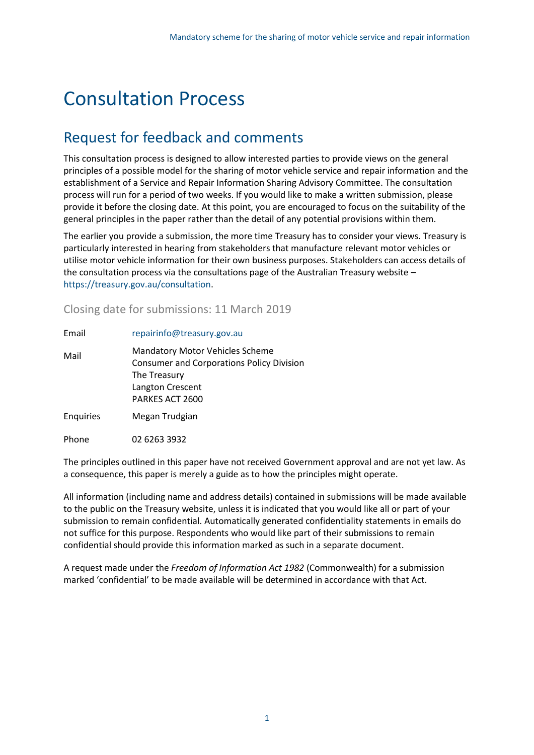# Consultation Process

## Request for feedback and comments

This consultation process is designed to allow interested parties to provide views on the general principles of a possible model for the sharing of motor vehicle service and repair information and the establishment of a Service and Repair Information Sharing Advisory Committee. The consultation process will run for a period of two weeks. If you would like to make a written submission, please provide it before the closing date. At this point, you are encouraged to focus on the suitability of the general principles in the paper rather than the detail of any potential provisions within them.

The earlier you provide a submission, the more time Treasury has to consider your views. Treasury is particularly interested in hearing from stakeholders that manufacture relevant motor vehicles or utilise motor vehicle information for their own business purposes. Stakeholders can access details of the consultation process via the consultations page of the Australian Treasury website – https://treasury.gov.au/consultation.

### Closing date for submissions: 11 March 2019

| | |
|---|---|
| Email | repairinfo@treasury.gov.au |
| Mail | Mandatory Motor Vehicles Scheme<br>Consumer and Corporations Policy Division<br>The Treasury<br>Langton Crescent<br>PARKES ACT 2600 |
| Enquiries | Megan Trudgian |
| Phone | 02 6263 3932 |

The principles outlined in this paper have not received Government approval and are not yet law. As a consequence, this paper is merely a guide as to how the principles might operate.

All information (including name and address details) contained in submissions will be made available to the public on the Treasury website, unless it is indicated that you would like all or part of your submission to remain confidential. Automatically generated confidentiality statements in emails do not suffice for this purpose. Respondents who would like part of their submissions to remain confidential should provide this information marked as such in a separate document.

A request made under the *Freedom of Information Act 1982* (Commonwealth) for a submission marked 'confidential' to be made available will be determined in accordance with that Act.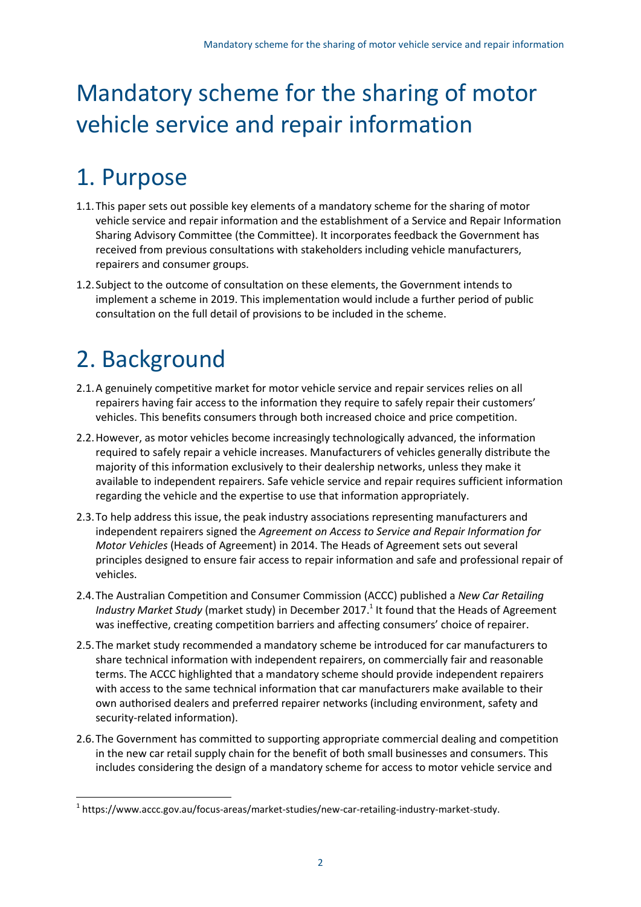# Mandatory scheme for the sharing of motor vehicle service and repair information

# 1. Purpose

1.1. This paper sets out possible key elements of a mandatory scheme for the sharing of motor vehicle service and repair information and the establishment of a Service and Repair Information Sharing Advisory Committee (the Committee). It incorporates feedback the Government has received from previous consultations with stakeholders including vehicle manufacturers, repairers and consumer groups.

1.2. Subject to the outcome of consultation on these elements, the Government intends to implement a scheme in 2019. This implementation would include a further period of public consultation on the full detail of provisions to be included in the scheme.

# 2. Background

2.1. A genuinely competitive market for motor vehicle service and repair services relies on all repairers having fair access to the information they require to safely repair their customers' vehicles. This benefits consumers through both increased choice and price competition.

2.2. However, as motor vehicles become increasingly technologically advanced, the information required to safely repair a vehicle increases. Manufacturers of vehicles generally distribute the majority of this information exclusively to their dealership networks, unless they make it available to independent repairers. Safe vehicle service and repair requires sufficient information regarding the vehicle and the expertise to use that information appropriately.

2.3. To help address this issue, the peak industry associations representing manufacturers and independent repairers signed the *Agreement on Access to Service and Repair Information for Motor Vehicles* (Heads of Agreement) in 2014. The Heads of Agreement sets out several principles designed to ensure fair access to repair information and safe and professional repair of vehicles.

2.4. The Australian Competition and Consumer Commission (ACCC) published a *New Car Retailing Industry Market Study* (market study) in December 2017.[1] It found that the Heads of Agreement was ineffective, creating competition barriers and affecting consumers' choice of repairer.

2.5. The market study recommended a mandatory scheme be introduced for car manufacturers to share technical information with independent repairers, on commercially fair and reasonable terms. The ACCC highlighted that a mandatory scheme should provide independent repairers with access to the same technical information that car manufacturers make available to their own authorised dealers and preferred repairer networks (including environment, safety and security-related information).

2.6. The Government has committed to supporting appropriate commercial dealing and competition in the new car retail supply chain for the benefit of both small businesses and consumers. This includes considering the design of a mandatory scheme for access to motor vehicle service and

[1] https://www.accc.gov.au/focus-areas/market-studies/new-car-retailing-industry-market-study.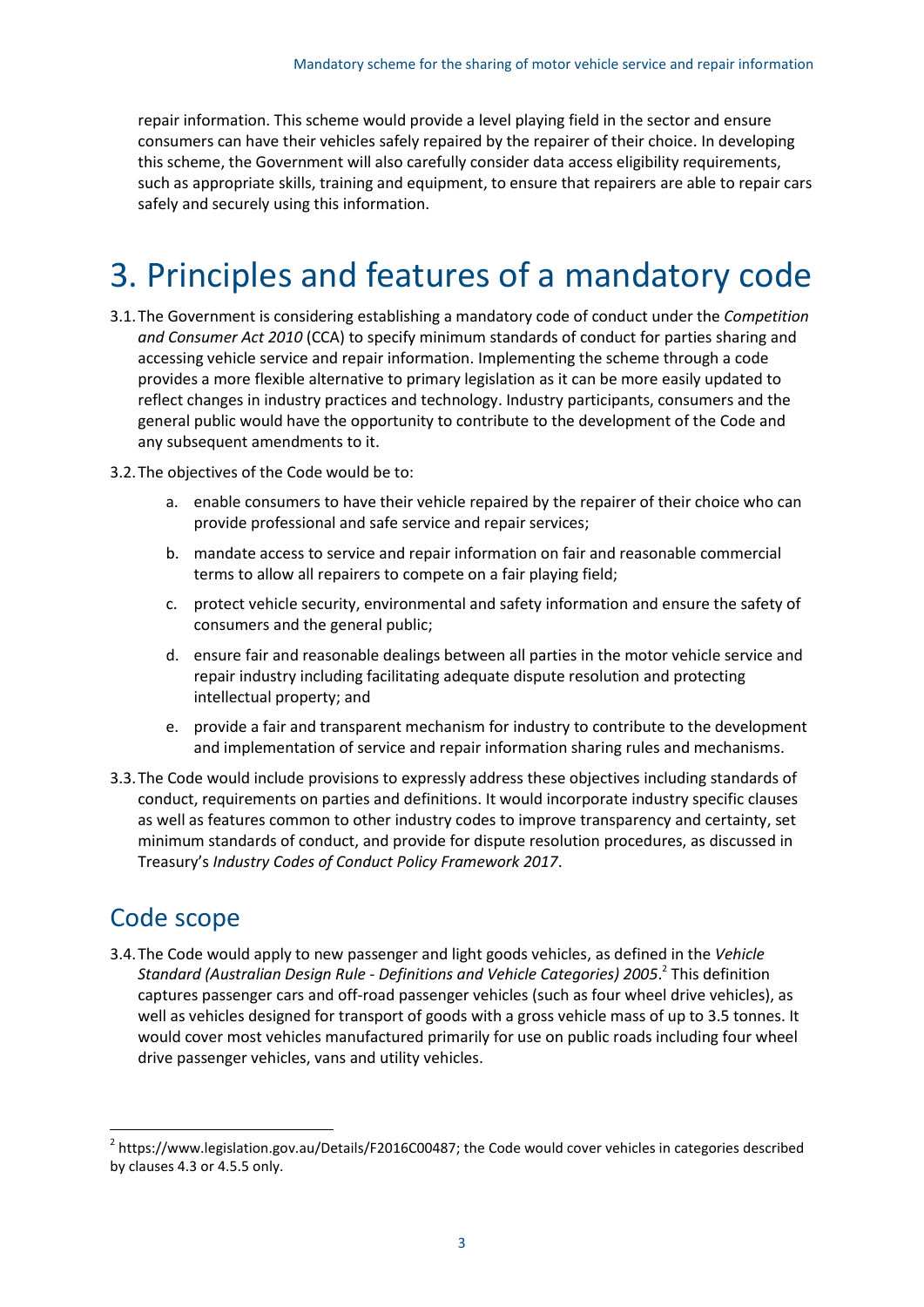repair information. This scheme would provide a level playing field in the sector and ensure consumers can have their vehicles safely repaired by the repairer of their choice. In developing this scheme, the Government will also carefully consider data access eligibility requirements, such as appropriate skills, training and equipment, to ensure that repairers are able to repair cars safely and securely using this information.

# 3. Principles and features of a mandatory code

3.1. The Government is considering establishing a mandatory code of conduct under the *Competition and Consumer Act 2010* (CCA) to specify minimum standards of conduct for parties sharing and accessing vehicle service and repair information. Implementing the scheme through a code provides a more flexible alternative to primary legislation as it can be more easily updated to reflect changes in industry practices and technology. Industry participants, consumers and the general public would have the opportunity to contribute to the development of the Code and any subsequent amendments to it.

3.2. The objectives of the Code would be to:

   a. enable consumers to have their vehicle repaired by the repairer of their choice who can provide professional and safe service and repair services;

   b. mandate access to service and repair information on fair and reasonable commercial terms to allow all repairers to compete on a fair playing field;

   c. protect vehicle security, environmental and safety information and ensure the safety of consumers and the general public;

   d. ensure fair and reasonable dealings between all parties in the motor vehicle service and repair industry including facilitating adequate dispute resolution and protecting intellectual property; and

   e. provide a fair and transparent mechanism for industry to contribute to the development and implementation of service and repair information sharing rules and mechanisms.

3.3. The Code would include provisions to expressly address these objectives including standards of conduct, requirements on parties and definitions. It would incorporate industry specific clauses as well as features common to other industry codes to improve transparency and certainty, set minimum standards of conduct, and provide for dispute resolution procedures, as discussed in Treasury's *Industry Codes of Conduct Policy Framework 2017*.

## Code scope

3.4. The Code would apply to new passenger and light goods vehicles, as defined in the *Vehicle Standard (Australian Design Rule - Definitions and Vehicle Categories) 2005*.[2] This definition captures passenger cars and off-road passenger vehicles (such as four wheel drive vehicles), as well as vehicles designed for transport of goods with a gross vehicle mass of up to 3.5 tonnes. It would cover most vehicles manufactured primarily for use on public roads including four wheel drive passenger vehicles, vans and utility vehicles.

[2] https://www.legislation.gov.au/Details/F2016C00487; the Code would cover vehicles in categories described by clauses 4.3 or 4.5.5 only.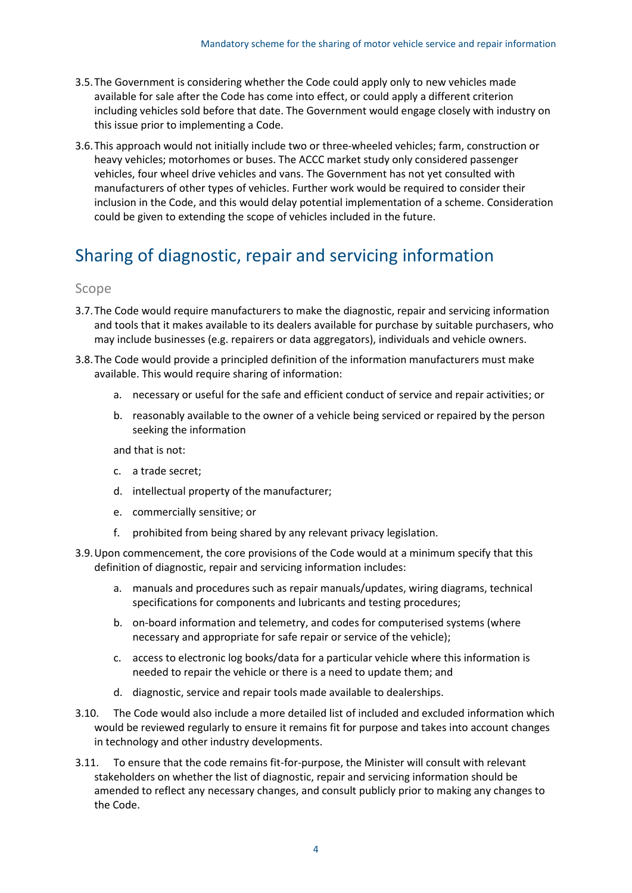3.5. The Government is considering whether the Code could apply only to new vehicles made available for sale after the Code has come into effect, or could apply a different criterion including vehicles sold before that date. The Government would engage closely with industry on this issue prior to implementing a Code.

3.6. This approach would not initially include two or three-wheeled vehicles; farm, construction or heavy vehicles; motorhomes or buses. The ACCC market study only considered passenger vehicles, four wheel drive vehicles and vans. The Government has not yet consulted with manufacturers of other types of vehicles. Further work would be required to consider their inclusion in the Code, and this would delay potential implementation of a scheme. Consideration could be given to extending the scope of vehicles included in the future.

## Sharing of diagnostic, repair and servicing information

### Scope

3.7. The Code would require manufacturers to make the diagnostic, repair and servicing information and tools that it makes available to its dealers available for purchase by suitable purchasers, who may include businesses (e.g. repairers or data aggregators), individuals and vehicle owners.

3.8. The Code would provide a principled definition of the information manufacturers must make available. This would require sharing of information:

   a. necessary or useful for the safe and efficient conduct of service and repair activities; or

   b. reasonably available to the owner of a vehicle being serviced or repaired by the person seeking the information

   and that is not:

   c. a trade secret;

   d. intellectual property of the manufacturer;

   e. commercially sensitive; or

   f. prohibited from being shared by any relevant privacy legislation.

3.9. Upon commencement, the core provisions of the Code would at a minimum specify that this definition of diagnostic, repair and servicing information includes:

   a. manuals and procedures such as repair manuals/updates, wiring diagrams, technical specifications for components and lubricants and testing procedures;

   b. on-board information and telemetry, and codes for computerised systems (where necessary and appropriate for safe repair or service of the vehicle);

   c. access to electronic log books/data for a particular vehicle where this information is needed to repair the vehicle or there is a need to update them; and

   d. diagnostic, service and repair tools made available to dealerships.

3.10. The Code would also include a more detailed list of included and excluded information which would be reviewed regularly to ensure it remains fit for purpose and takes into account changes in technology and other industry developments.

3.11. To ensure that the code remains fit-for-purpose, the Minister will consult with relevant stakeholders on whether the list of diagnostic, repair and servicing information should be amended to reflect any necessary changes, and consult publicly prior to making any changes to the Code.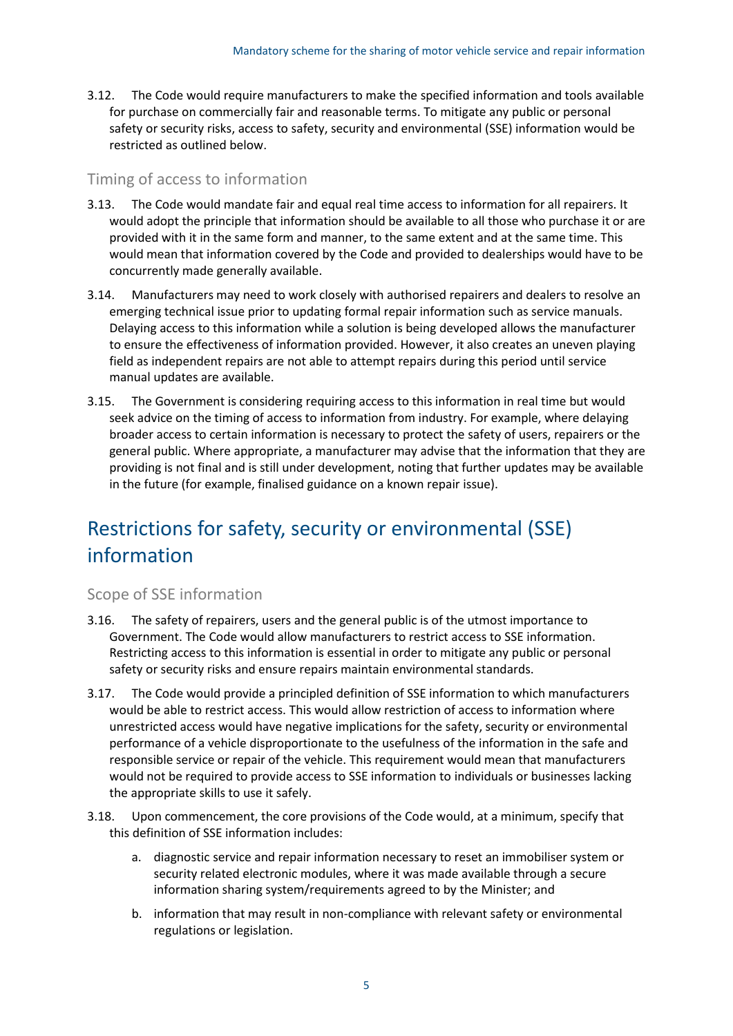3.12. The Code would require manufacturers to make the specified information and tools available for purchase on commercially fair and reasonable terms. To mitigate any public or personal safety or security risks, access to safety, security and environmental (SSE) information would be restricted as outlined below.

### Timing of access to information

3.13. The Code would mandate fair and equal real time access to information for all repairers. It would adopt the principle that information should be available to all those who purchase it or are provided with it in the same form and manner, to the same extent and at the same time. This would mean that information covered by the Code and provided to dealerships would have to be concurrently made generally available.

3.14. Manufacturers may need to work closely with authorised repairers and dealers to resolve an emerging technical issue prior to updating formal repair information such as service manuals. Delaying access to this information while a solution is being developed allows the manufacturer to ensure the effectiveness of information provided. However, it also creates an uneven playing field as independent repairs are not able to attempt repairs during this period until service manual updates are available.

3.15. The Government is considering requiring access to this information in real time but would seek advice on the timing of access to information from industry. For example, where delaying broader access to certain information is necessary to protect the safety of users, repairers or the general public. Where appropriate, a manufacturer may advise that the information that they are providing is not final and is still under development, noting that further updates may be available in the future (for example, finalised guidance on a known repair issue).

## Restrictions for safety, security or environmental (SSE) information

### Scope of SSE information

3.16. The safety of repairers, users and the general public is of the utmost importance to Government. The Code would allow manufacturers to restrict access to SSE information. Restricting access to this information is essential in order to mitigate any public or personal safety or security risks and ensure repairs maintain environmental standards.

3.17. The Code would provide a principled definition of SSE information to which manufacturers would be able to restrict access. This would allow restriction of access to information where unrestricted access would have negative implications for the safety, security or environmental performance of a vehicle disproportionate to the usefulness of the information in the safe and responsible service or repair of the vehicle. This requirement would mean that manufacturers would not be required to provide access to SSE information to individuals or businesses lacking the appropriate skills to use it safely.

3.18. Upon commencement, the core provisions of the Code would, at a minimum, specify that this definition of SSE information includes:

a. diagnostic service and repair information necessary to reset an immobiliser system or security related electronic modules, where it was made available through a secure information sharing system/requirements agreed to by the Minister; and

b. information that may result in non-compliance with relevant safety or environmental regulations or legislation.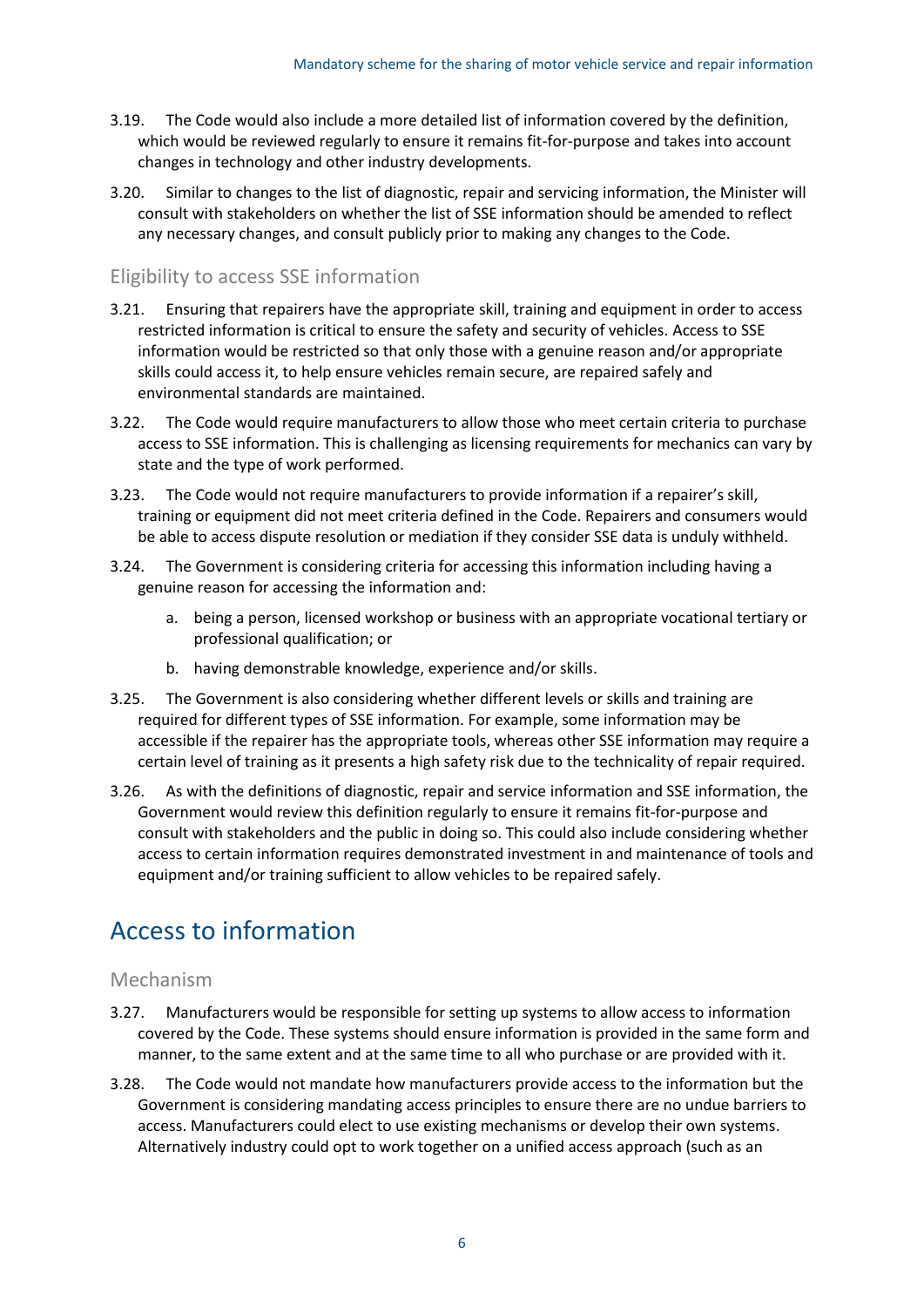3.19. The Code would also include a more detailed list of information covered by the definition, which would be reviewed regularly to ensure it remains fit-for-purpose and takes into account changes in technology and other industry developments.

3.20. Similar to changes to the list of diagnostic, repair and servicing information, the Minister will consult with stakeholders on whether the list of SSE information should be amended to reflect any necessary changes, and consult publicly prior to making any changes to the Code.

### Eligibility to access SSE information

3.21. Ensuring that repairers have the appropriate skill, training and equipment in order to access restricted information is critical to ensure the safety and security of vehicles. Access to SSE information would be restricted so that only those with a genuine reason and/or appropriate skills could access it, to help ensure vehicles remain secure, are repaired safely and environmental standards are maintained.

3.22. The Code would require manufacturers to allow those who meet certain criteria to purchase access to SSE information. This is challenging as licensing requirements for mechanics can vary by state and the type of work performed.

3.23. The Code would not require manufacturers to provide information if a repairer's skill, training or equipment did not meet criteria defined in the Code. Repairers and consumers would be able to access dispute resolution or mediation if they consider SSE data is unduly withheld.

3.24. The Government is considering criteria for accessing this information including having a genuine reason for accessing the information and:

a. being a person, licensed workshop or business with an appropriate vocational tertiary or professional qualification; or

b. having demonstrable knowledge, experience and/or skills.

3.25. The Government is also considering whether different levels or skills and training are required for different types of SSE information. For example, some information may be accessible if the repairer has the appropriate tools, whereas other SSE information may require a certain level of training as it presents a high safety risk due to the technicality of repair required.

3.26. As with the definitions of diagnostic, repair and service information and SSE information, the Government would review this definition regularly to ensure it remains fit-for-purpose and consult with stakeholders and the public in doing so. This could also include considering whether access to certain information requires demonstrated investment in and maintenance of tools and equipment and/or training sufficient to allow vehicles to be repaired safely.

## Access to information

### Mechanism

3.27. Manufacturers would be responsible for setting up systems to allow access to information covered by the Code. These systems should ensure information is provided in the same form and manner, to the same extent and at the same time to all who purchase or are provided with it.

3.28. The Code would not mandate how manufacturers provide access to the information but the Government is considering mandating access principles to ensure there are no undue barriers to access. Manufacturers could elect to use existing mechanisms or develop their own systems. Alternatively industry could opt to work together on a unified access approach (such as an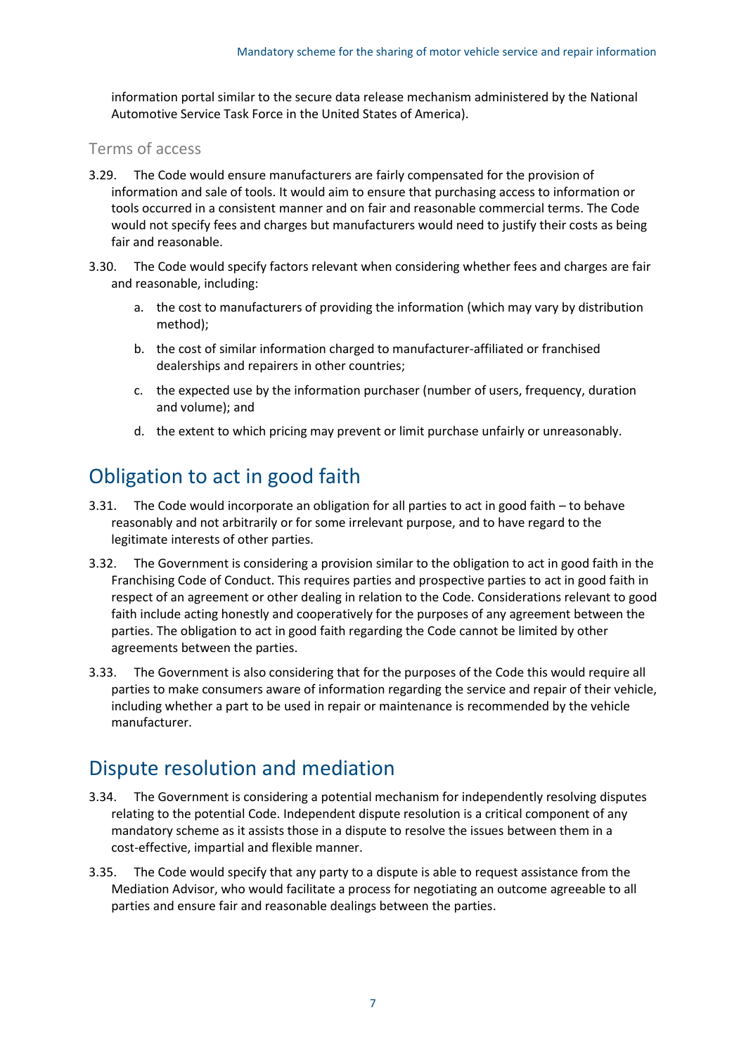information portal similar to the secure data release mechanism administered by the National Automotive Service Task Force in the United States of America).

### Terms of access

3.29. The Code would ensure manufacturers are fairly compensated for the provision of information and sale of tools. It would aim to ensure that purchasing access to information or tools occurred in a consistent manner and on fair and reasonable commercial terms. The Code would not specify fees and charges but manufacturers would need to justify their costs as being fair and reasonable.

3.30. The Code would specify factors relevant when considering whether fees and charges are fair and reasonable, including:

a. the cost to manufacturers of providing the information (which may vary by distribution method);

b. the cost of similar information charged to manufacturer-affiliated or franchised dealerships and repairers in other countries;

c. the expected use by the information purchaser (number of users, frequency, duration and volume); and

d. the extent to which pricing may prevent or limit purchase unfairly or unreasonably.

## Obligation to act in good faith

3.31. The Code would incorporate an obligation for all parties to act in good faith – to behave reasonably and not arbitrarily or for some irrelevant purpose, and to have regard to the legitimate interests of other parties.

3.32. The Government is considering a provision similar to the obligation to act in good faith in the Franchising Code of Conduct. This requires parties and prospective parties to act in good faith in respect of an agreement or other dealing in relation to the Code. Considerations relevant to good faith include acting honestly and cooperatively for the purposes of any agreement between the parties. The obligation to act in good faith regarding the Code cannot be limited by other agreements between the parties.

3.33. The Government is also considering that for the purposes of the Code this would require all parties to make consumers aware of information regarding the service and repair of their vehicle, including whether a part to be used in repair or maintenance is recommended by the vehicle manufacturer.

## Dispute resolution and mediation

3.34. The Government is considering a potential mechanism for independently resolving disputes relating to the potential Code. Independent dispute resolution is a critical component of any mandatory scheme as it assists those in a dispute to resolve the issues between them in a cost-effective, impartial and flexible manner.

3.35. The Code would specify that any party to a dispute is able to request assistance from the Mediation Advisor, who would facilitate a process for negotiating an outcome agreeable to all parties and ensure fair and reasonable dealings between the parties.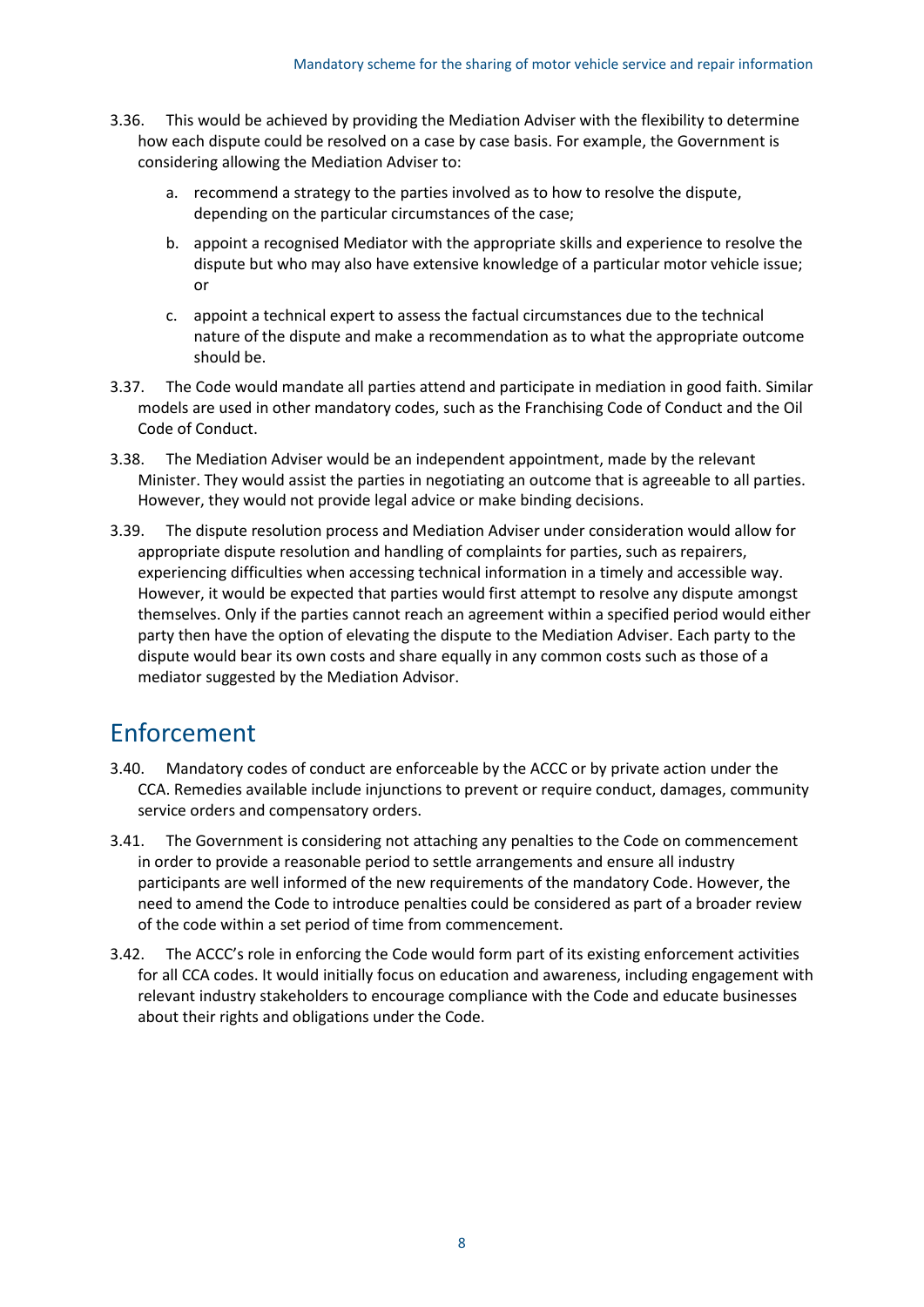3.36. This would be achieved by providing the Mediation Adviser with the flexibility to determine how each dispute could be resolved on a case by case basis. For example, the Government is considering allowing the Mediation Adviser to:

a. recommend a strategy to the parties involved as to how to resolve the dispute, depending on the particular circumstances of the case;

b. appoint a recognised Mediator with the appropriate skills and experience to resolve the dispute but who may also have extensive knowledge of a particular motor vehicle issue; or

c. appoint a technical expert to assess the factual circumstances due to the technical nature of the dispute and make a recommendation as to what the appropriate outcome should be.

3.37. The Code would mandate all parties attend and participate in mediation in good faith. Similar models are used in other mandatory codes, such as the Franchising Code of Conduct and the Oil Code of Conduct.

3.38. The Mediation Adviser would be an independent appointment, made by the relevant Minister. They would assist the parties in negotiating an outcome that is agreeable to all parties. However, they would not provide legal advice or make binding decisions.

3.39. The dispute resolution process and Mediation Adviser under consideration would allow for appropriate dispute resolution and handling of complaints for parties, such as repairers, experiencing difficulties when accessing technical information in a timely and accessible way. However, it would be expected that parties would first attempt to resolve any dispute amongst themselves. Only if the parties cannot reach an agreement within a specified period would either party then have the option of elevating the dispute to the Mediation Adviser. Each party to the dispute would bear its own costs and share equally in any common costs such as those of a mediator suggested by the Mediation Advisor.

## Enforcement

3.40. Mandatory codes of conduct are enforceable by the ACCC or by private action under the CCA. Remedies available include injunctions to prevent or require conduct, damages, community service orders and compensatory orders.

3.41. The Government is considering not attaching any penalties to the Code on commencement in order to provide a reasonable period to settle arrangements and ensure all industry participants are well informed of the new requirements of the mandatory Code. However, the need to amend the Code to introduce penalties could be considered as part of a broader review of the code within a set period of time from commencement.

3.42. The ACCC's role in enforcing the Code would form part of its existing enforcement activities for all CCA codes. It would initially focus on education and awareness, including engagement with relevant industry stakeholders to encourage compliance with the Code and educate businesses about their rights and obligations under the Code.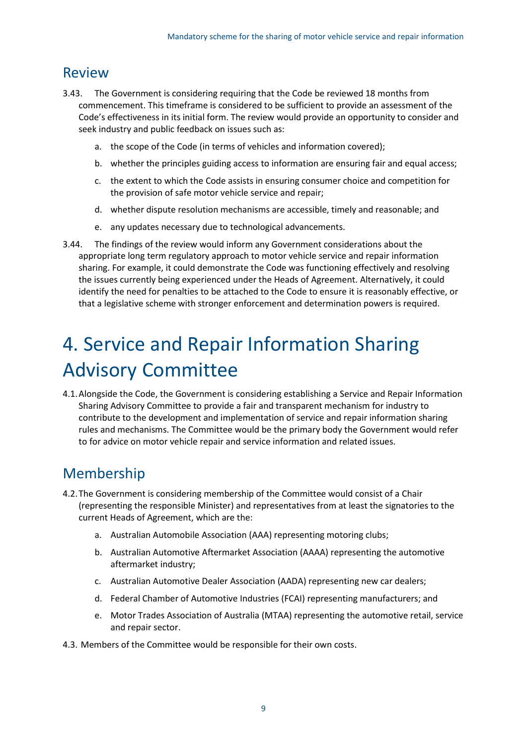## Review

3.43. The Government is considering requiring that the Code be reviewed 18 months from commencement. This timeframe is considered to be sufficient to provide an assessment of the Code's effectiveness in its initial form. The review would provide an opportunity to consider and seek industry and public feedback on issues such as:

a. the scope of the Code (in terms of vehicles and information covered);

b. whether the principles guiding access to information are ensuring fair and equal access;

c. the extent to which the Code assists in ensuring consumer choice and competition for the provision of safe motor vehicle service and repair;

d. whether dispute resolution mechanisms are accessible, timely and reasonable; and

e. any updates necessary due to technological advancements.

3.44. The findings of the review would inform any Government considerations about the appropriate long term regulatory approach to motor vehicle service and repair information sharing. For example, it could demonstrate the Code was functioning effectively and resolving the issues currently being experienced under the Heads of Agreement. Alternatively, it could identify the need for penalties to be attached to the Code to ensure it is reasonably effective, or that a legislative scheme with stronger enforcement and determination powers is required.

# 4. Service and Repair Information Sharing Advisory Committee

4.1. Alongside the Code, the Government is considering establishing a Service and Repair Information Sharing Advisory Committee to provide a fair and transparent mechanism for industry to contribute to the development and implementation of service and repair information sharing rules and mechanisms. The Committee would be the primary body the Government would refer to for advice on motor vehicle repair and service information and related issues.

## Membership

4.2. The Government is considering membership of the Committee would consist of a Chair (representing the responsible Minister) and representatives from at least the signatories to the current Heads of Agreement, which are the:

a. Australian Automobile Association (AAA) representing motoring clubs;

b. Australian Automotive Aftermarket Association (AAAA) representing the automotive aftermarket industry;

c. Australian Automotive Dealer Association (AADA) representing new car dealers;

d. Federal Chamber of Automotive Industries (FCAI) representing manufacturers; and

e. Motor Trades Association of Australia (MTAA) representing the automotive retail, service and repair sector.

4.3. Members of the Committee would be responsible for their own costs.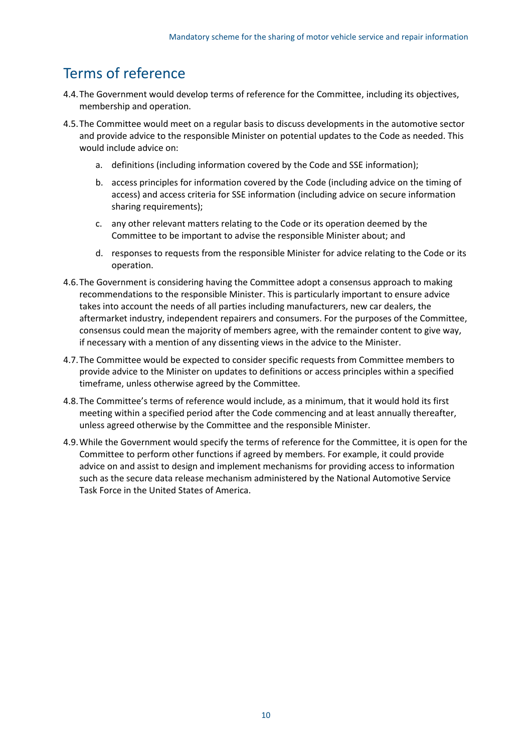## Terms of reference

4.4. The Government would develop terms of reference for the Committee, including its objectives, membership and operation.

4.5. The Committee would meet on a regular basis to discuss developments in the automotive sector and provide advice to the responsible Minister on potential updates to the Code as needed. This would include advice on:

   a. definitions (including information covered by the Code and SSE information);

   b. access principles for information covered by the Code (including advice on the timing of access) and access criteria for SSE information (including advice on secure information sharing requirements);

   c. any other relevant matters relating to the Code or its operation deemed by the Committee to be important to advise the responsible Minister about; and

   d. responses to requests from the responsible Minister for advice relating to the Code or its operation.

4.6. The Government is considering having the Committee adopt a consensus approach to making recommendations to the responsible Minister. This is particularly important to ensure advice takes into account the needs of all parties including manufacturers, new car dealers, the aftermarket industry, independent repairers and consumers. For the purposes of the Committee, consensus could mean the majority of members agree, with the remainder content to give way, if necessary with a mention of any dissenting views in the advice to the Minister.

4.7. The Committee would be expected to consider specific requests from Committee members to provide advice to the Minister on updates to definitions or access principles within a specified timeframe, unless otherwise agreed by the Committee.

4.8. The Committee's terms of reference would include, as a minimum, that it would hold its first meeting within a specified period after the Code commencing and at least annually thereafter, unless agreed otherwise by the Committee and the responsible Minister.

4.9. While the Government would specify the terms of reference for the Committee, it is open for the Committee to perform other functions if agreed by members. For example, it could provide advice on and assist to design and implement mechanisms for providing access to information such as the secure data release mechanism administered by the National Automotive Service Task Force in the United States of America.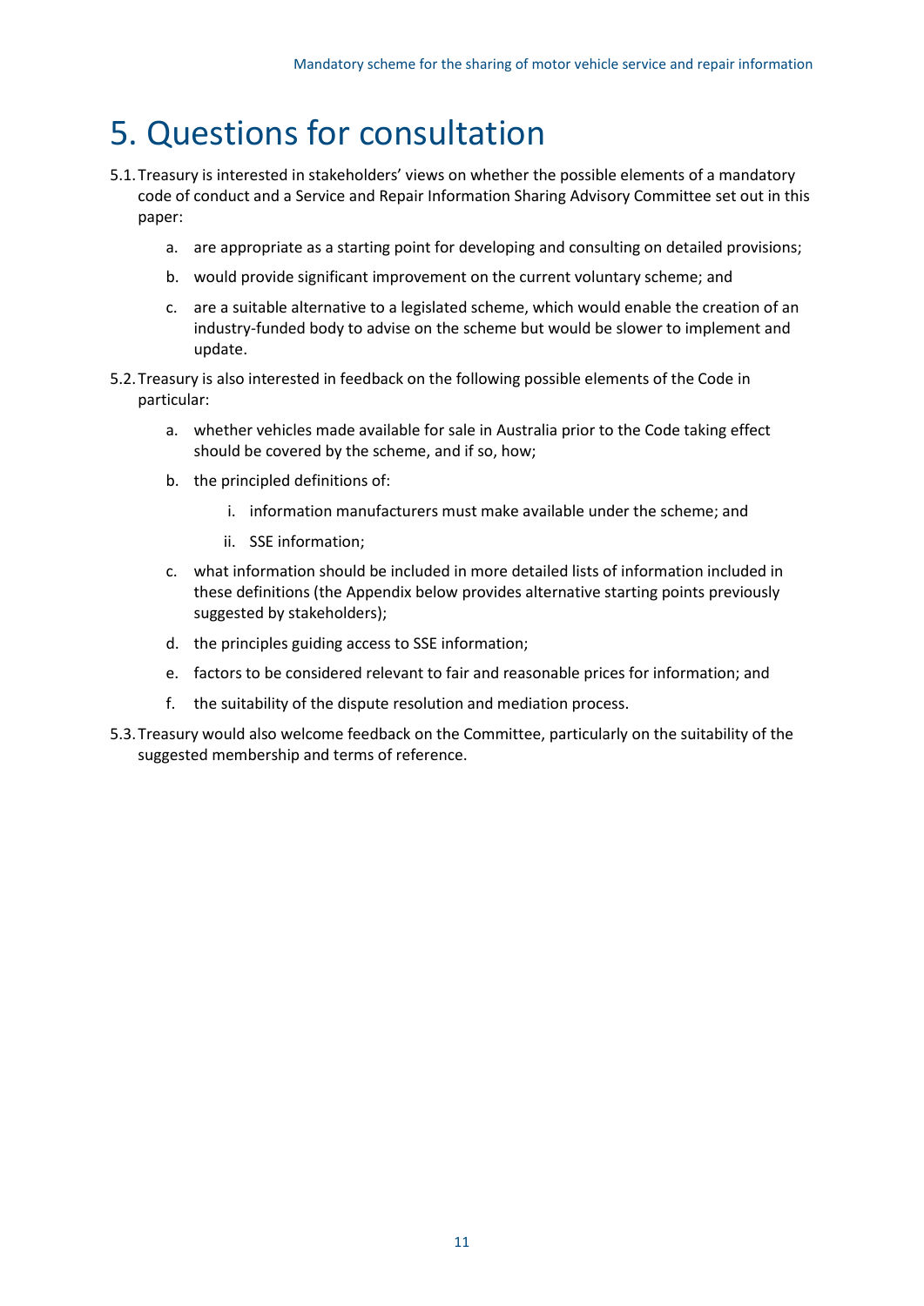# 5. Questions for consultation

5.1. Treasury is interested in stakeholders' views on whether the possible elements of a mandatory code of conduct and a Service and Repair Information Sharing Advisory Committee set out in this paper:

   a. are appropriate as a starting point for developing and consulting on detailed provisions;

   b. would provide significant improvement on the current voluntary scheme; and

   c. are a suitable alternative to a legislated scheme, which would enable the creation of an industry-funded body to advise on the scheme but would be slower to implement and update.

5.2. Treasury is also interested in feedback on the following possible elements of the Code in particular:

   a. whether vehicles made available for sale in Australia prior to the Code taking effect should be covered by the scheme, and if so, how;

   b. the principled definitions of:

      i. information manufacturers must make available under the scheme; and

      ii. SSE information;

   c. what information should be included in more detailed lists of information included in these definitions (the Appendix below provides alternative starting points previously suggested by stakeholders);

   d. the principles guiding access to SSE information;

   e. factors to be considered relevant to fair and reasonable prices for information; and

   f. the suitability of the dispute resolution and mediation process.

5.3. Treasury would also welcome feedback on the Committee, particularly on the suitability of the suggested membership and terms of reference.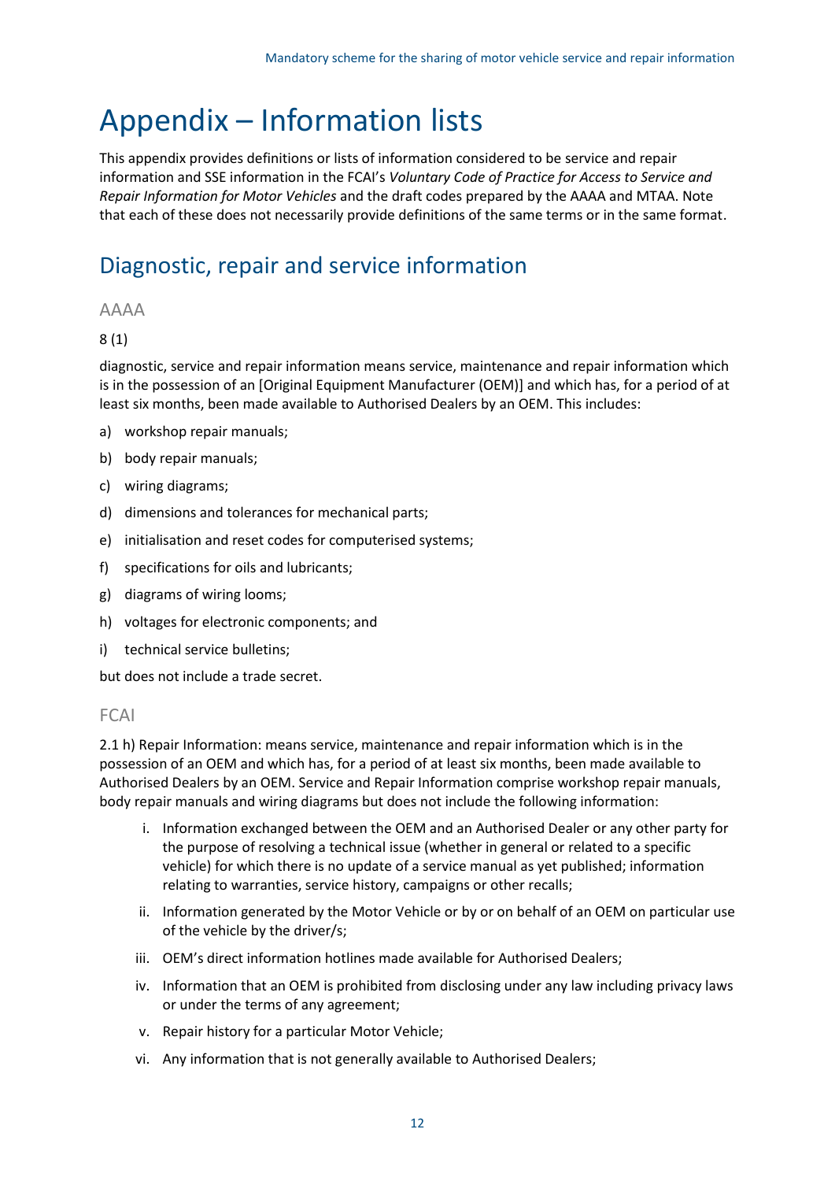# Appendix – Information lists

This appendix provides definitions or lists of information considered to be service and repair information and SSE information in the FCAI's *Voluntary Code of Practice for Access to Service and Repair Information for Motor Vehicles* and the draft codes prepared by the AAAA and MTAA. Note that each of these does not necessarily provide definitions of the same terms or in the same format.

## Diagnostic, repair and service information

### AAAA

8 (1)

diagnostic, service and repair information means service, maintenance and repair information which is in the possession of an [Original Equipment Manufacturer (OEM)] and which has, for a period of at least six months, been made available to Authorised Dealers by an OEM. This includes:

a) workshop repair manuals;

b) body repair manuals;

c) wiring diagrams;

d) dimensions and tolerances for mechanical parts;

e) initialisation and reset codes for computerised systems;

f) specifications for oils and lubricants;

g) diagrams of wiring looms;

h) voltages for electronic components; and

i) technical service bulletins;

but does not include a trade secret.

### FCAI

2.1 h) Repair Information: means service, maintenance and repair information which is in the possession of an OEM and which has, for a period of at least six months, been made available to Authorised Dealers by an OEM. Service and Repair Information comprise workshop repair manuals, body repair manuals and wiring diagrams but does not include the following information:

i. Information exchanged between the OEM and an Authorised Dealer or any other party for the purpose of resolving a technical issue (whether in general or related to a specific vehicle) for which there is no update of a service manual as yet published; information relating to warranties, service history, campaigns or other recalls;

ii. Information generated by the Motor Vehicle or by or on behalf of an OEM on particular use of the vehicle by the driver/s;

iii. OEM's direct information hotlines made available for Authorised Dealers;

iv. Information that an OEM is prohibited from disclosing under any law including privacy laws or under the terms of any agreement;

v. Repair history for a particular Motor Vehicle;

vi. Any information that is not generally available to Authorised Dealers;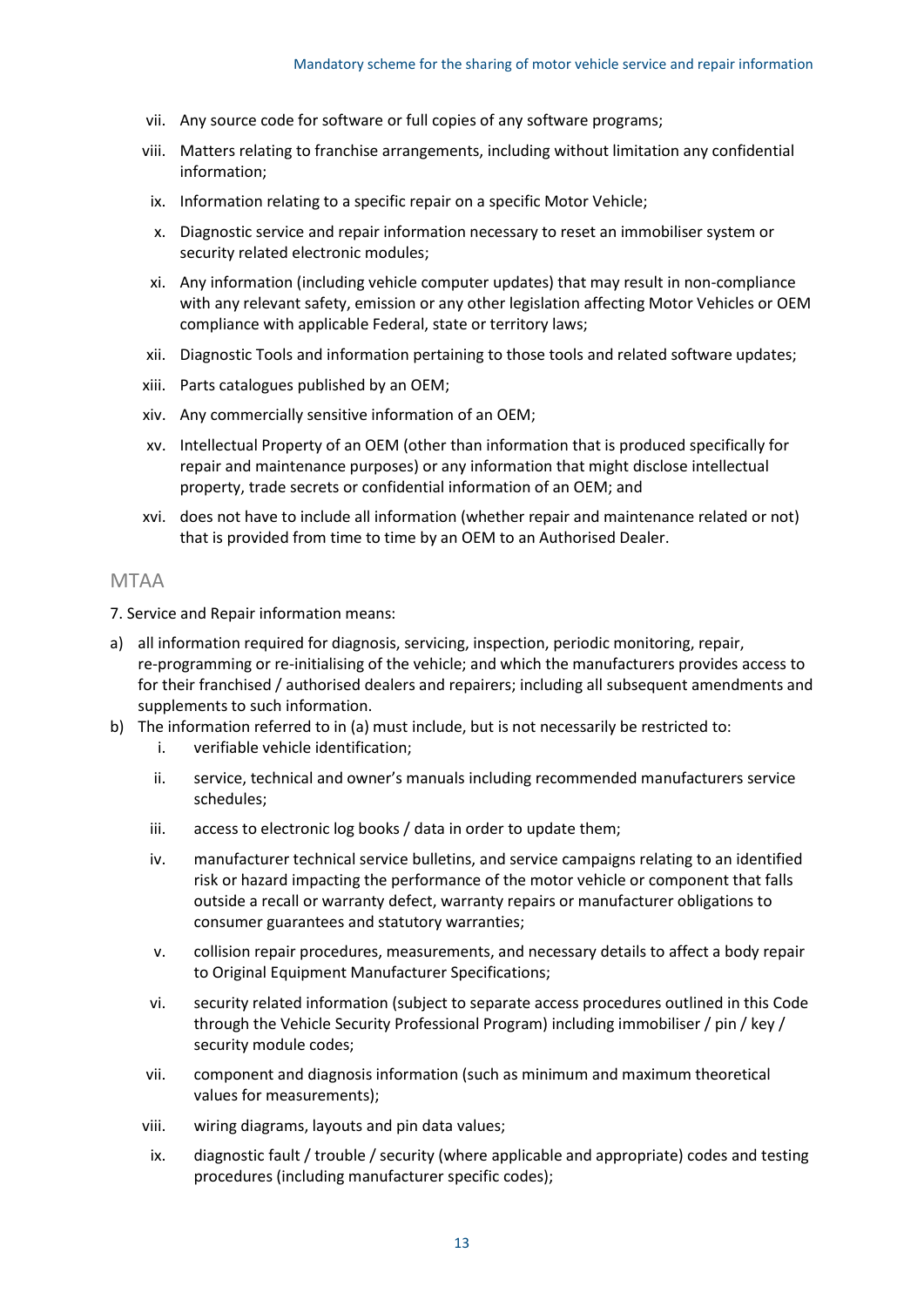vii. Any source code for software or full copies of any software programs;

viii. Matters relating to franchise arrangements, including without limitation any confidential information;

ix. Information relating to a specific repair on a specific Motor Vehicle;

x. Diagnostic service and repair information necessary to reset an immobiliser system or security related electronic modules;

xi. Any information (including vehicle computer updates) that may result in non-compliance with any relevant safety, emission or any other legislation affecting Motor Vehicles or OEM compliance with applicable Federal, state or territory laws;

xii. Diagnostic Tools and information pertaining to those tools and related software updates;

xiii. Parts catalogues published by an OEM;

xiv. Any commercially sensitive information of an OEM;

xv. Intellectual Property of an OEM (other than information that is produced specifically for repair and maintenance purposes) or any information that might disclose intellectual property, trade secrets or confidential information of an OEM; and

xvi. does not have to include all information (whether repair and maintenance related or not) that is provided from time to time by an OEM to an Authorised Dealer.

## MTAA

7. Service and Repair information means:

a) all information required for diagnosis, servicing, inspection, periodic monitoring, repair, re-programming or re-initialising of the vehicle; and which the manufacturers provides access to for their franchised / authorised dealers and repairers; including all subsequent amendments and supplements to such information.

b) The information referred to in (a) must include, but is not necessarily be restricted to:

   i. verifiable vehicle identification;

   ii. service, technical and owner's manuals including recommended manufacturers service schedules;

   iii. access to electronic log books / data in order to update them;

   iv. manufacturer technical service bulletins, and service campaigns relating to an identified risk or hazard impacting the performance of the motor vehicle or component that falls outside a recall or warranty defect, warranty repairs or manufacturer obligations to consumer guarantees and statutory warranties;

   v. collision repair procedures, measurements, and necessary details to affect a body repair to Original Equipment Manufacturer Specifications;

   vi. security related information (subject to separate access procedures outlined in this Code through the Vehicle Security Professional Program) including immobiliser / pin / key / security module codes;

   vii. component and diagnosis information (such as minimum and maximum theoretical values for measurements);

   viii. wiring diagrams, layouts and pin data values;

   ix. diagnostic fault / trouble / security (where applicable and appropriate) codes and testing procedures (including manufacturer specific codes);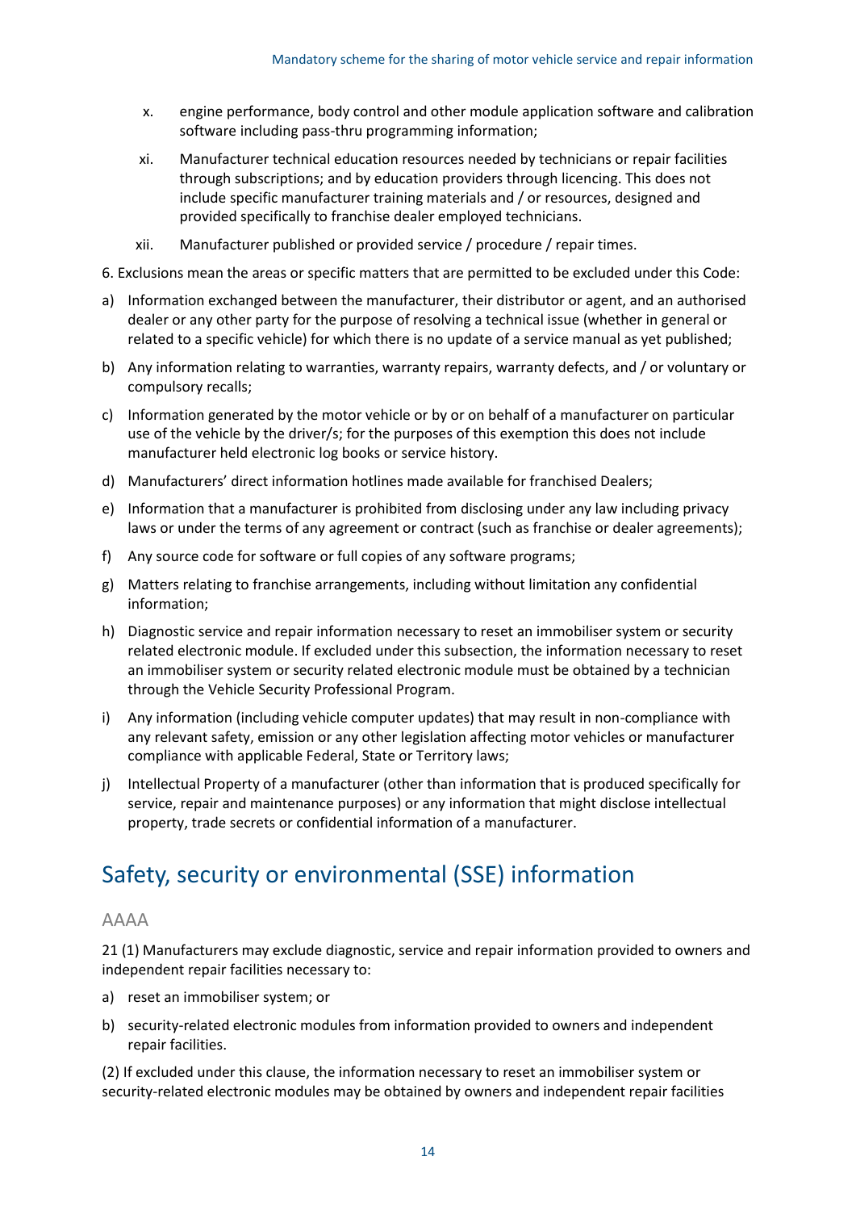x. engine performance, body control and other module application software and calibration software including pass-thru programming information;

xi. Manufacturer technical education resources needed by technicians or repair facilities through subscriptions; and by education providers through licencing. This does not include specific manufacturer training materials and / or resources, designed and provided specifically to franchise dealer employed technicians.

xii. Manufacturer published or provided service / procedure / repair times.

6. Exclusions mean the areas or specific matters that are permitted to be excluded under this Code:

a) Information exchanged between the manufacturer, their distributor or agent, and an authorised dealer or any other party for the purpose of resolving a technical issue (whether in general or related to a specific vehicle) for which there is no update of a service manual as yet published;

b) Any information relating to warranties, warranty repairs, warranty defects, and / or voluntary or compulsory recalls;

c) Information generated by the motor vehicle or by or on behalf of a manufacturer on particular use of the vehicle by the driver/s; for the purposes of this exemption this does not include manufacturer held electronic log books or service history.

d) Manufacturers' direct information hotlines made available for franchised Dealers;

e) Information that a manufacturer is prohibited from disclosing under any law including privacy laws or under the terms of any agreement or contract (such as franchise or dealer agreements);

f) Any source code for software or full copies of any software programs;

g) Matters relating to franchise arrangements, including without limitation any confidential information;

h) Diagnostic service and repair information necessary to reset an immobiliser system or security related electronic module. If excluded under this subsection, the information necessary to reset an immobiliser system or security related electronic module must be obtained by a technician through the Vehicle Security Professional Program.

i) Any information (including vehicle computer updates) that may result in non-compliance with any relevant safety, emission or any other legislation affecting motor vehicles or manufacturer compliance with applicable Federal, State or Territory laws;

j) Intellectual Property of a manufacturer (other than information that is produced specifically for service, repair and maintenance purposes) or any information that might disclose intellectual property, trade secrets or confidential information of a manufacturer.

## Safety, security or environmental (SSE) information

### AAAA

21 (1) Manufacturers may exclude diagnostic, service and repair information provided to owners and independent repair facilities necessary to:

a) reset an immobiliser system; or

b) security-related electronic modules from information provided to owners and independent repair facilities.

(2) If excluded under this clause, the information necessary to reset an immobiliser system or security-related electronic modules may be obtained by owners and independent repair facilities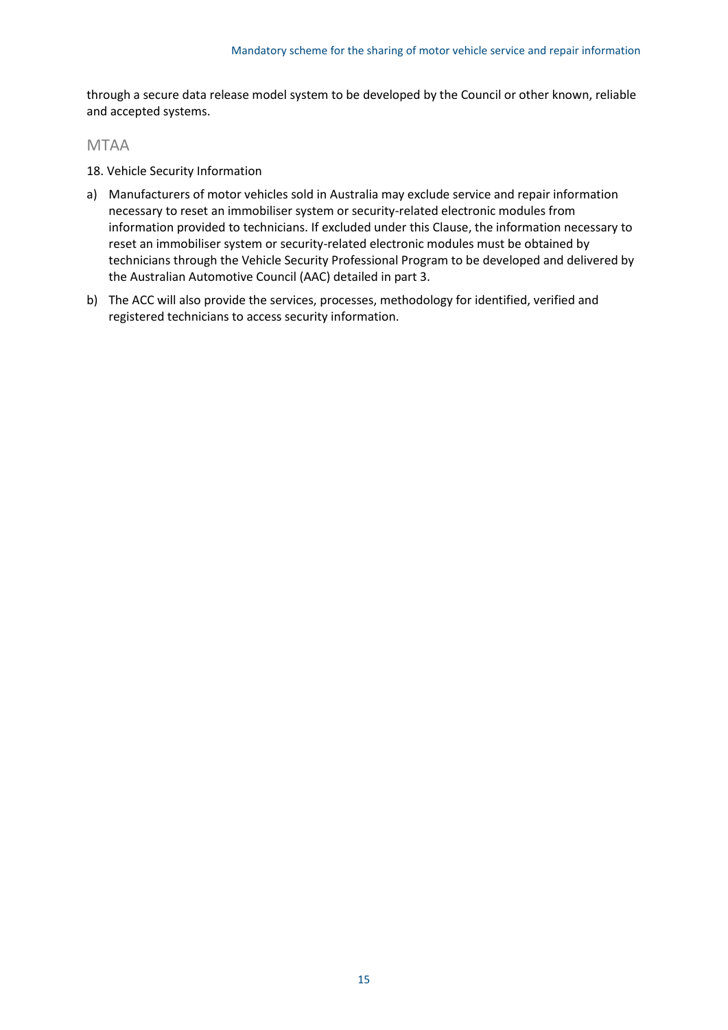through a secure data release model system to be developed by the Council or other known, reliable and accepted systems.

## MTAA

18. Vehicle Security Information

a) Manufacturers of motor vehicles sold in Australia may exclude service and repair information necessary to reset an immobiliser system or security-related electronic modules from information provided to technicians. If excluded under this Clause, the information necessary to reset an immobiliser system or security-related electronic modules must be obtained by technicians through the Vehicle Security Professional Program to be developed and delivered by the Australian Automotive Council (AAC) detailed in part 3.

b) The ACC will also provide the services, processes, methodology for identified, verified and registered technicians to access security information.